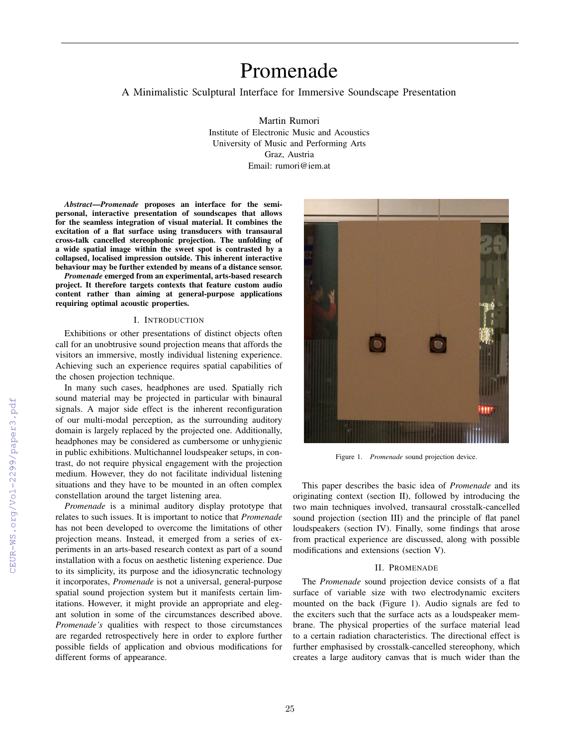# Promenade

A Minimalistic Sculptural Interface for Immersive Soundscape Presentation

Martin Rumori
Institute of Electronic Music and Acoustics
University of Music and Performing Arts
Graz, Austria
Email: rumori@iem.at

***Abstract*—*Promenade* proposes an interface for the semi-personal, interactive presentation of soundscapes that allows for the seamless integration of visual material. It combines the excitation of a flat surface using transducers with transaural cross-talk cancelled stereophonic projection. The unfolding of a wide spatial image within the sweet spot is contrasted by a collapsed, localised impression outside. This inherent interactive behaviour may be further extended by means of a distance sensor.**

***Promenade* emerged from an experimental, arts-based research project. It therefore targets contexts that feature custom audio content rather than aiming at general-purpose applications requiring optimal acoustic properties.**

## I. Introduction

Exhibitions or other presentations of distinct objects often call for an unobtrusive sound projection means that affords the visitors an immersive, mostly individual listening experience. Achieving such an experience requires spatial capabilities of the chosen projection technique.

In many such cases, headphones are used. Spatially rich sound material may be projected in particular with binaural signals. A major side effect is the inherent reconfiguration of our multi-modal perception, as the surrounding auditory domain is largely replaced by the projected one. Additionally, headphones may be considered as cumbersome or unhygienic in public exhibitions. Multichannel loudspeaker setups, in contrast, do not require physical engagement with the projection medium. However, they do not facilitate individual listening situations and they have to be mounted in an often complex constellation around the target listening area.

*Promenade* is a minimal auditory display prototype that relates to such issues. It is important to notice that *Promenade* has not been developed to overcome the limitations of other projection means. Instead, it emerged from a series of experiments in an arts-based research context as part of a sound installation with a focus on aesthetic listening experience. Due to its simplicity, its purpose and the idiosyncratic technology it incorporates, *Promenade* is not a universal, general-purpose spatial sound projection system but it manifests certain limitations. However, it might provide an appropriate and elegant solution in some of the circumstances described above. *Promenade's* qualities with respect to those circumstances are regarded retrospectively here in order to explore further possible fields of application and obvious modifications for different forms of appearance.

Figure 1. *Promenade* sound projection device.

This paper describes the basic idea of *Promenade* and its originating context (section II), followed by introducing the two main techniques involved, transaural crosstalk-cancelled sound projection (section III) and the principle of flat panel loudspeakers (section IV). Finally, some findings that arose from practical experience are discussed, along with possible modifications and extensions (section V).

## II. Promenade

The *Promenade* sound projection device consists of a flat surface of variable size with two electrodynamic exciters mounted on the back (Figure 1). Audio signals are fed to the exciters such that the surface acts as a loudspeaker membrane. The physical properties of the surface material lead to a certain radiation characteristics. The directional effect is further emphasised by crosstalk-cancelled stereophony, which creates a large auditory canvas that is much wider than the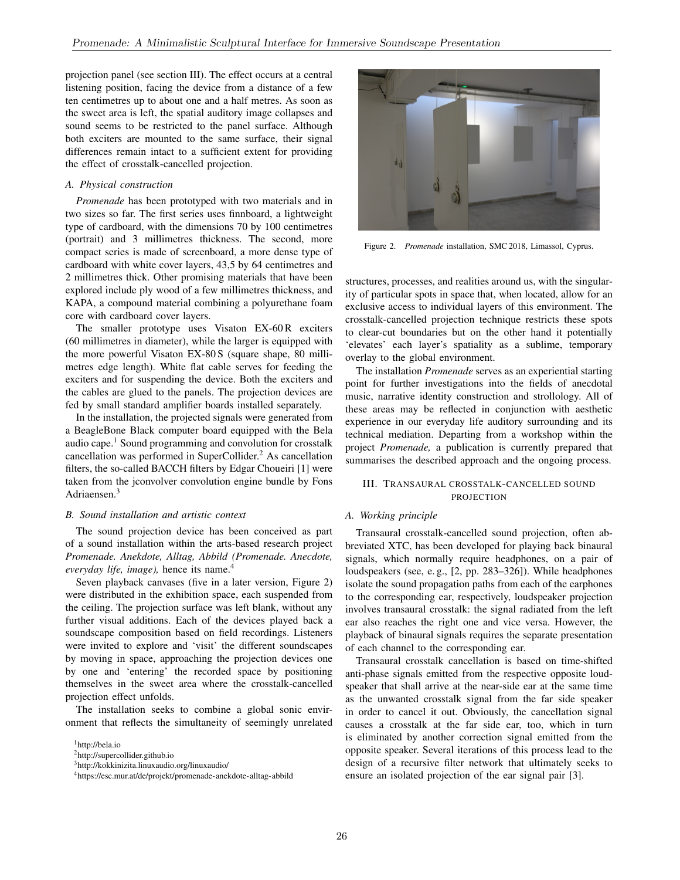projection panel (see section III). The effect occurs at a central listening position, facing the device from a distance of a few ten centimetres up to about one and a half metres. As soon as the sweet area is left, the spatial auditory image collapses and sound seems to be restricted to the panel surface. Although both exciters are mounted to the same surface, their signal differences remain intact to a sufficient extent for providing the effect of crosstalk-cancelled projection.

### A. Physical construction

*Promenade* has been prototyped with two materials and in two sizes so far. The first series uses finnboard, a lightweight type of cardboard, with the dimensions 70 by 100 centimetres (portrait) and 3 millimetres thickness. The second, more compact series is made of screenboard, a more dense type of cardboard with white cover layers, 43,5 by 64 centimetres and 2 millimetres thick. Other promising materials that have been explored include ply wood of a few millimetres thickness, and KAPA, a compound material combining a polyurethane foam core with cardboard cover layers.

The smaller prototype uses Visaton EX-60 R exciters (60 millimetres in diameter), while the larger is equipped with the more powerful Visaton EX-80 S (square shape, 80 millimetres edge length). White flat cable serves for feeding the exciters and for suspending the device. Both the exciters and the cables are glued to the panels. The projection devices are fed by small standard amplifier boards installed separately.

In the installation, the projected signals were generated from a BeagleBone Black computer board equipped with the Bela audio cape.[1] Sound programming and convolution for crosstalk cancellation was performed in SuperCollider.[2] As cancellation filters, the so-called BACCH filters by Edgar Choueiri [1] were taken from the jconvolver convolution engine bundle by Fons Adriaensen.[3]

### B. Sound installation and artistic context

The sound projection device has been conceived as part of a sound installation within the arts-based research project *Promenade. Anekdote, Alltag, Abbild (Promenade. Anecdote, everyday life, image),* hence its name.[4]

Seven playback canvases (five in a later version, Figure 2) were distributed in the exhibition space, each suspended from the ceiling. The projection surface was left blank, without any further visual additions. Each of the devices played back a soundscape composition based on field recordings. Listeners were invited to explore and 'visit' the different soundscapes by moving in space, approaching the projection devices one by one and 'entering' the recorded space by positioning themselves in the sweet area where the crosstalk-cancelled projection effect unfolds.

The installation seeks to combine a global sonic environment that reflects the simultaneity of seemingly unrelated structures, processes, and realities around us, with the singularity of particular spots in space that, when located, allow for an exclusive access to individual layers of this environment. The crosstalk-cancelled projection technique restricts these spots to clear-cut boundaries but on the other hand it potentially 'elevates' each layer's spatiality as a sublime, temporary overlay to the global environment.

Figure 2. *Promenade* installation, SMC 2018, Limassol, Cyprus.

The installation *Promenade* serves as an experiential starting point for further investigations into the fields of anecdotal music, narrative identity construction and strollology. All of these areas may be reflected in conjunction with aesthetic experience in our everyday life auditory surrounding and its technical mediation. Departing from a workshop within the project *Promenade,* a publication is currently prepared that summarises the described approach and the ongoing process.

## III. Transaural crosstalk-cancelled sound projection

### A. Working principle

Transaural crosstalk-cancelled sound projection, often abbreviated XTC, has been developed for playing back binaural signals, which normally require headphones, on a pair of loudspeakers (see, e. g., [2, pp. 283–326]). While headphones isolate the sound propagation paths from each of the earphones to the corresponding ear, respectively, loudspeaker projection involves transaural crosstalk: the signal radiated from the left ear also reaches the right one and vice versa. However, the playback of binaural signals requires the separate presentation of each channel to the corresponding ear.

Transaural crosstalk cancellation is based on time-shifted anti-phase signals emitted from the respective opposite loudspeaker that shall arrive at the near-side ear at the same time as the unwanted crosstalk signal from the far side speaker in order to cancel it out. Obviously, the cancellation signal causes a crosstalk at the far side ear, too, which in turn is eliminated by another correction signal emitted from the opposite speaker. Several iterations of this process lead to the design of a recursive filter network that ultimately seeks to ensure an isolated projection of the ear signal pair [3].

[1] http://bela.io

[2] http://supercollider.github.io

[3] http://kokkinizita.linuxaudio.org/linuxaudio/

[4] https://esc.mur.at/de/projekt/promenade-anekdote-alltag-abbild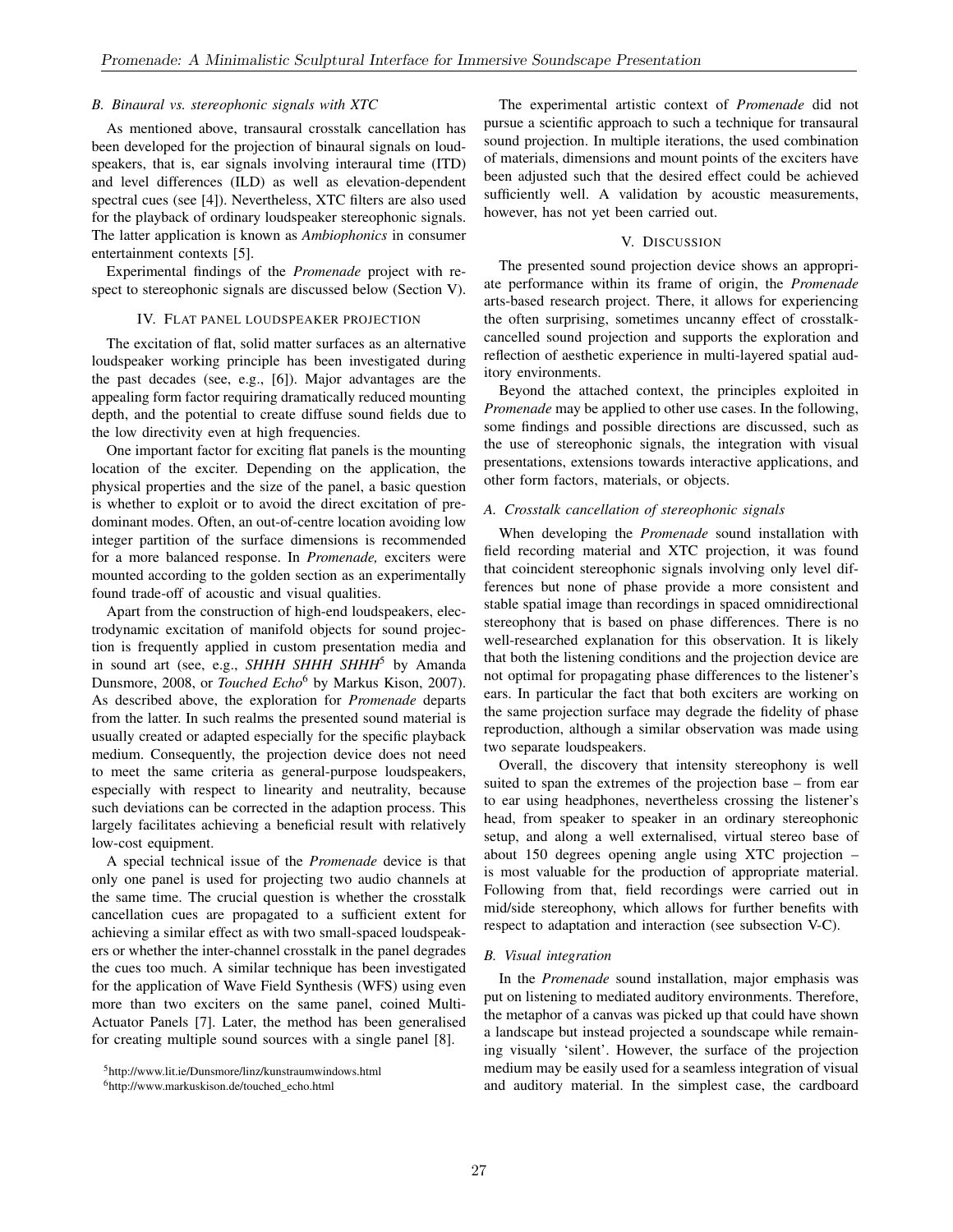### B. Binaural vs. stereophonic signals with XTC

As mentioned above, transaural crosstalk cancellation has been developed for the projection of binaural signals on loudspeakers, that is, ear signals involving interaural time (ITD) and level differences (ILD) as well as elevation-dependent spectral cues (see [4]). Nevertheless, XTC filters are also used for the playback of ordinary loudspeaker stereophonic signals. The latter application is known as *Ambiophonics* in consumer entertainment contexts [5].

Experimental findings of the *Promenade* project with respect to stereophonic signals are discussed below (Section V).

## IV. Flat panel loudspeaker projection

The excitation of flat, solid matter surfaces as an alternative loudspeaker working principle has been investigated during the past decades (see, e.g., [6]). Major advantages are the appealing form factor requiring dramatically reduced mounting depth, and the potential to create diffuse sound fields due to the low directivity even at high frequencies.

One important factor for exciting flat panels is the mounting location of the exciter. Depending on the application, the physical properties and the size of the panel, a basic question is whether to exploit or to avoid the direct excitation of predominant modes. Often, an out-of-centre location avoiding low integer partition of the surface dimensions is recommended for a more balanced response. In *Promenade,* exciters were mounted according to the golden section as an experimentally found trade-off of acoustic and visual qualities.

Apart from the construction of high-end loudspeakers, electrodynamic excitation of manifold objects for sound projection is frequently applied in custom presentation media and in sound art (see, e.g., *SHHH SHHH SHHH*[5] by Amanda Dunsmore, 2008, or *Touched Echo*[6] by Markus Kison, 2007). As described above, the exploration for *Promenade* departs from the latter. In such realms the presented sound material is usually created or adapted especially for the specific playback medium. Consequently, the projection device does not need to meet the same criteria as general-purpose loudspeakers, especially with respect to linearity and neutrality, because such deviations can be corrected in the adaption process. This largely facilitates achieving a beneficial result with relatively low-cost equipment.

A special technical issue of the *Promenade* device is that only one panel is used for projecting two audio channels at the same time. The crucial question is whether the crosstalk cancellation cues are propagated to a sufficient extent for achieving a similar effect as with two small-spaced loudspeakers or whether the inter-channel crosstalk in the panel degrades the cues too much. A similar technique has been investigated for the application of Wave Field Synthesis (WFS) using even more than two exciters on the same panel, coined Multi-Actuator Panels [7]. Later, the method has been generalised for creating multiple sound sources with a single panel [8].

[5] http://www.lit.ie/Dunsmore/linz/kunstraumwindows.html

[6] http://www.markuskison.de/touched_echo.html

The experimental artistic context of *Promenade* did not pursue a scientific approach to such a technique for transaural sound projection. In multiple iterations, the used combination of materials, dimensions and mount points of the exciters have been adjusted such that the desired effect could be achieved sufficiently well. A validation by acoustic measurements, however, has not yet been carried out.

## V. Discussion

The presented sound projection device shows an appropriate performance within its frame of origin, the *Promenade* arts-based research project. There, it allows for experiencing the often surprising, sometimes uncanny effect of crosstalk-cancelled sound projection and supports the exploration and reflection of aesthetic experience in multi-layered spatial auditory environments.

Beyond the attached context, the principles exploited in *Promenade* may be applied to other use cases. In the following, some findings and possible directions are discussed, such as the use of stereophonic signals, the integration with visual presentations, extensions towards interactive applications, and other form factors, materials, or objects.

### A. Crosstalk cancellation of stereophonic signals

When developing the *Promenade* sound installation with field recording material and XTC projection, it was found that coincident stereophonic signals involving only level differences but none of phase provide a more consistent and stable spatial image than recordings in spaced omnidirectional stereophony that is based on phase differences. There is no well-researched explanation for this observation. It is likely that both the listening conditions and the projection device are not optimal for propagating phase differences to the listener's ears. In particular the fact that both exciters are working on the same projection surface may degrade the fidelity of phase reproduction, although a similar observation was made using two separate loudspeakers.

Overall, the discovery that intensity stereophony is well suited to span the extremes of the projection base – from ear to ear using headphones, nevertheless crossing the listener's head, from speaker to speaker in an ordinary stereophonic setup, and along a well externalised, virtual stereo base of about 150 degrees opening angle using XTC projection – is most valuable for the production of appropriate material. Following from that, field recordings were carried out in mid/side stereophony, which allows for further benefits with respect to adaptation and interaction (see subsection V-C).

### B. Visual integration

In the *Promenade* sound installation, major emphasis was put on listening to mediated auditory environments. Therefore, the metaphor of a canvas was picked up that could have shown a landscape but instead projected a soundscape while remaining visually 'silent'. However, the surface of the projection medium may be easily used for a seamless integration of visual and auditory material. In the simplest case, the cardboard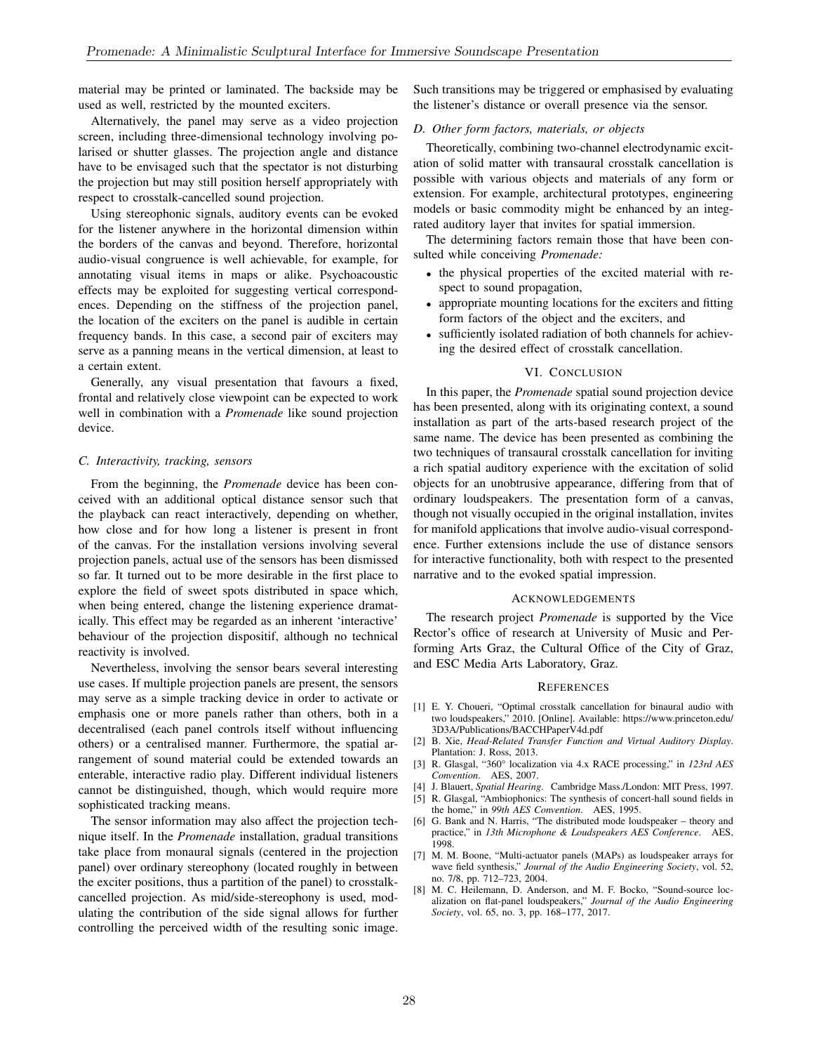material may be printed or laminated. The backside may be used as well, restricted by the mounted exciters.

Alternatively, the panel may serve as a video projection screen, including three-dimensional technology involving polarised or shutter glasses. The projection angle and distance have to be envisaged such that the spectator is not disturbing the projection but may still position herself appropriately with respect to crosstalk-cancelled sound projection.

Using stereophonic signals, auditory events can be evoked for the listener anywhere in the horizontal dimension within the borders of the canvas and beyond. Therefore, horizontal audio-visual congruence is well achievable, for example, for annotating visual items in maps or alike. Psychoacoustic effects may be exploited for suggesting vertical correspondences. Depending on the stiffness of the projection panel, the location of the exciters on the panel is audible in certain frequency bands. In this case, a second pair of exciters may serve as a panning means in the vertical dimension, at least to a certain extent.

Generally, any visual presentation that favours a fixed, frontal and relatively close viewpoint can be expected to work well in combination with a *Promenade* like sound projection device.

### C. Interactivity, tracking, sensors

From the beginning, the *Promenade* device has been conceived with an additional optical distance sensor such that the playback can react interactively, depending on whether, how close and for how long a listener is present in front of the canvas. For the installation versions involving several projection panels, actual use of the sensors has been dismissed so far. It turned out to be more desirable in the first place to explore the field of sweet spots distributed in space which, when being entered, change the listening experience dramatically. This effect may be regarded as an inherent 'interactive' behaviour of the projection dispositif, although no technical reactivity is involved.

Nevertheless, involving the sensor bears several interesting use cases. If multiple projection panels are present, the sensors may serve as a simple tracking device in order to activate or emphasis one or more panels rather than others, both in a decentralised (each panel controls itself without influencing others) or a centralised manner. Furthermore, the spatial arrangement of sound material could be extended towards an enterable, interactive radio play. Different individual listeners cannot be distinguished, though, which would require more sophisticated tracking means.

The sensor information may also affect the projection technique itself. In the *Promenade* installation, gradual transitions take place from monaural signals (centered in the projection panel) over ordinary stereophony (located roughly in between the exciter positions, thus a partition of the panel) to crosstalk-cancelled projection. As mid/side-stereophony is used, modulating the contribution of the side signal allows for further controlling the perceived width of the resulting sonic image. Such transitions may be triggered or emphasised by evaluating the listener's distance or overall presence via the sensor.

### D. Other form factors, materials, or objects

Theoretically, combining two-channel electrodynamic excitation of solid matter with transaural crosstalk cancellation is possible with various objects and materials of any form or extension. For example, architectural prototypes, engineering models or basic commodity might be enhanced by an integrated auditory layer that invites for spatial immersion.

The determining factors remain those that have been consulted while conceiving *Promenade:*

- the physical properties of the excited material with respect to sound propagation,
- appropriate mounting locations for the exciters and fitting form factors of the object and the exciters, and
- sufficiently isolated radiation of both channels for achieving the desired effect of crosstalk cancellation.

## VI. Conclusion

In this paper, the *Promenade* spatial sound projection device has been presented, along with its originating context, a sound installation as part of the arts-based research project of the same name. The device has been presented as combining the two techniques of transaural crosstalk cancellation for inviting a rich spatial auditory experience with the excitation of solid objects for an unobtrusive appearance, differing from that of ordinary loudspeakers. The presentation form of a canvas, though not visually occupied in the original installation, invites for manifold applications that involve audio-visual correspondence. Further extensions include the use of distance sensors for interactive functionality, both with respect to the presented narrative and to the evoked spatial impression.

## Acknowledgements

The research project *Promenade* is supported by the Vice Rector's office of research at University of Music and Performing Arts Graz, the Cultural Office of the City of Graz, and ESC Media Arts Laboratory, Graz.

## References

[1] E. Y. Choueri, "Optimal crosstalk cancellation for binaural audio with two loudspeakers," 2010. [Online]. Available: https://www.princeton.edu/3D3A/Publications/BACCHPaperV4d.pdf

[2] B. Xie, *Head-Related Transfer Function and Virtual Auditory Display*. Plantation: J. Ross, 2013.

[3] R. Glasgal, "360° localization via 4.x RACE processing," in *123rd AES Convention*. AES, 2007.

[4] J. Blauert, *Spatial Hearing*. Cambridge Mass./London: MIT Press, 1997.

[5] R. Glasgal, "Ambiophonics: The synthesis of concert-hall sound fields in the home," in *99th AES Convention*. AES, 1995.

[6] G. Bank and N. Harris, "The distributed mode loudspeaker – theory and practice," in *13th Microphone & Loudspeakers AES Conference*. AES, 1998.

[7] M. M. Boone, "Multi-actuator panels (MAPs) as loudspeaker arrays for wave field synthesis," *Journal of the Audio Engineering Society*, vol. 52, no. 7/8, pp. 712–723, 2004.

[8] M. C. Heilemann, D. Anderson, and M. F. Bocko, "Sound-source localization on flat-panel loudspeakers," *Journal of the Audio Engineering Society*, vol. 65, no. 3, pp. 168–177, 2017.